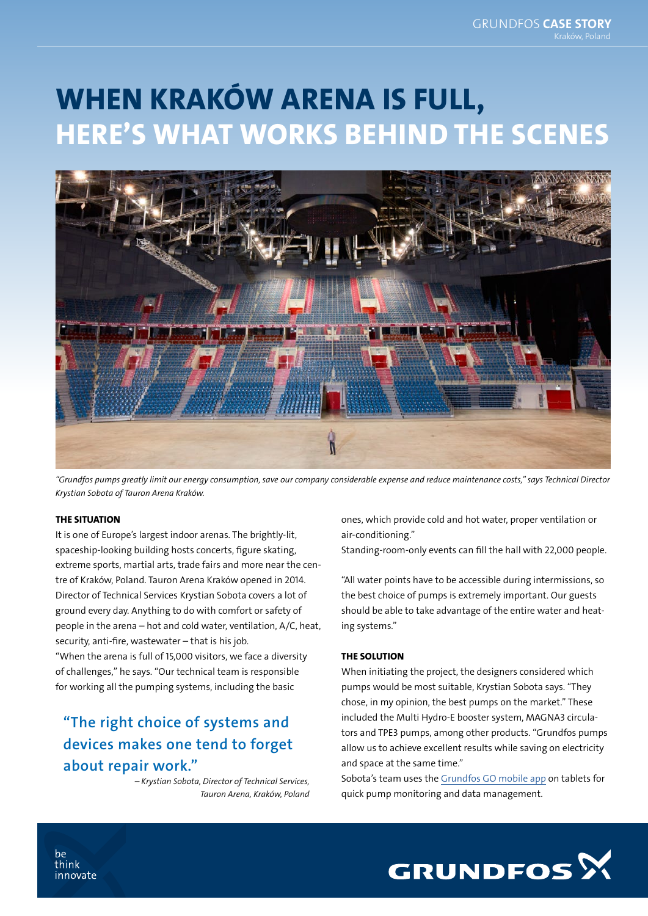# WHEN KRAKÓW ARENA IS FULL, HERE'S WHAT WORKS BEHIND THE SCENES

*"Grundfos pumps greatly limit our energy consumption, save our company considerable expense and reduce maintenance costs," says Technical Director Krystian Sobota of Tauron Arena Kraków.*

## THE SITUATION

It is one of Europe's largest indoor arenas. The brightly-lit, spaceship-looking building hosts concerts, figure skating, extreme sports, martial arts, trade fairs and more near the centre of Kraków, Poland. Tauron Arena Kraków opened in 2014. Director of Technical Services Krystian Sobota covers a lot of ground every day. Anything to do with comfort or safety of people in the arena – hot and cold water, ventilation, A/C, heat, security, anti-fire, wastewater – that is his job.

"When the arena is full of 15,000 visitors, we face a diversity of challenges," he says. "Our technical team is responsible for working all the pumping systems, including the basic ones, which provide cold and hot water, proper ventilation or air-conditioning."

Standing-room-only events can fill the hall with 22,000 people.

"All water points have to be accessible during intermissions, so the best choice of pumps is extremely important. Our guests should be able to take advantage of the entire water and heating systems."

> **"The right choice of systems and devices makes one tend to forget about repair work."**
>
> *– Krystian Sobota, Director of Technical Services, Tauron Arena, Kraków, Poland*

## THE SOLUTION

When initiating the project, the designers considered which pumps would be most suitable, Krystian Sobota says. "They chose, in my opinion, the best pumps on the market." These included the Multi Hydro-E booster system, MAGNA3 circulators and TPE3 pumps, among other products. "Grundfos pumps allow us to achieve excellent results while saving on electricity and space at the same time."

Sobota's team uses the Grundfos GO mobile app on tablets for quick pump monitoring and data management.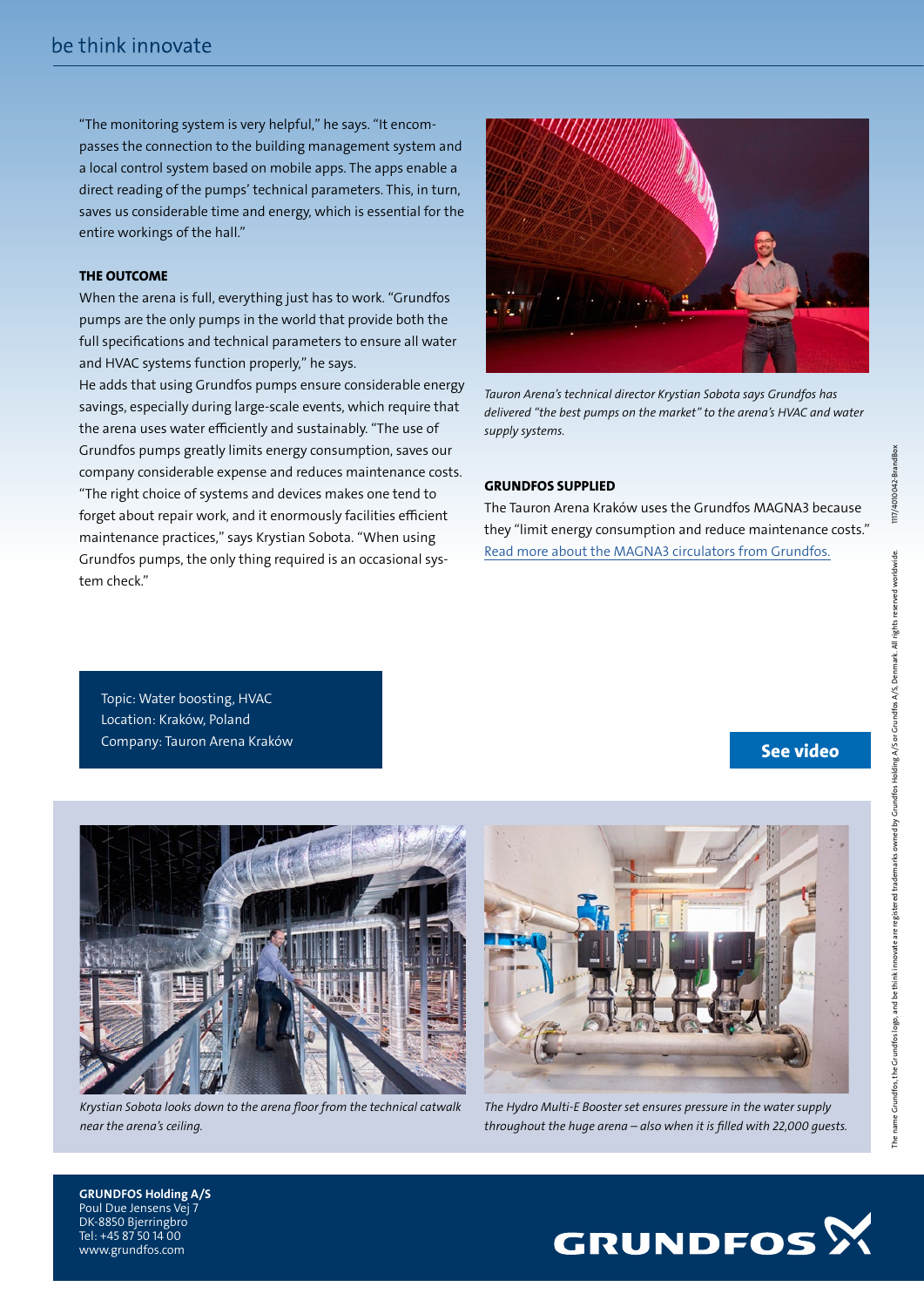"The monitoring system is very helpful," he says. "It encompasses the connection to the building management system and a local control system based on mobile apps. The apps enable a direct reading of the pumps' technical parameters. This, in turn, saves us considerable time and energy, which is essential for the entire workings of the hall."

### THE OUTCOME

When the arena is full, everything just has to work. "Grundfos pumps are the only pumps in the world that provide both the full specifications and technical parameters to ensure all water and HVAC systems function properly," he says.

He adds that using Grundfos pumps ensure considerable energy savings, especially during large-scale events, which require that the arena uses water efficiently and sustainably. "The use of Grundfos pumps greatly limits energy consumption, saves our company considerable expense and reduces maintenance costs. "The right choice of systems and devices makes one tend to forget about repair work, and it enormously facilities efficient maintenance practices," says Krystian Sobota. "When using Grundfos pumps, the only thing required is an occasional system check."

*Tauron Arena's technical director Krystian Sobota says Grundfos has delivered "the best pumps on the market" to the arena's HVAC and water supply systems.*

### GRUNDFOS SUPPLIED

The Tauron Arena Kraków uses the Grundfos MAGNA3 because they "limit energy consumption and reduce maintenance costs." Read more about the MAGNA3 circulators from Grundfos.

Topic: Water boosting, HVAC
Location: Kraków, Poland
Company: Tauron Arena Kraków

**See video**

*Krystian Sobota looks down to the arena floor from the technical catwalk near the arena's ceiling.*

*The Hydro Multi-E Booster set ensures pressure in the water supply throughout the huge arena – also when it is filled with 22,000 guests.*

**GRUNDFOS Holding A/S**
Poul Due Jensens Vej 7
DK-8850 Bjerringbro
Tel: +45 87 50 14 00
www.grundfos.com

GRUNDFOS

The name Grundfos, the Grundfos logo, and be think innovate are registered trademarks owned by Grundfos Holding A/S or Grundfos A/S, Denmark. All rights reserved worldwide.

1117/4010042-BrandBox